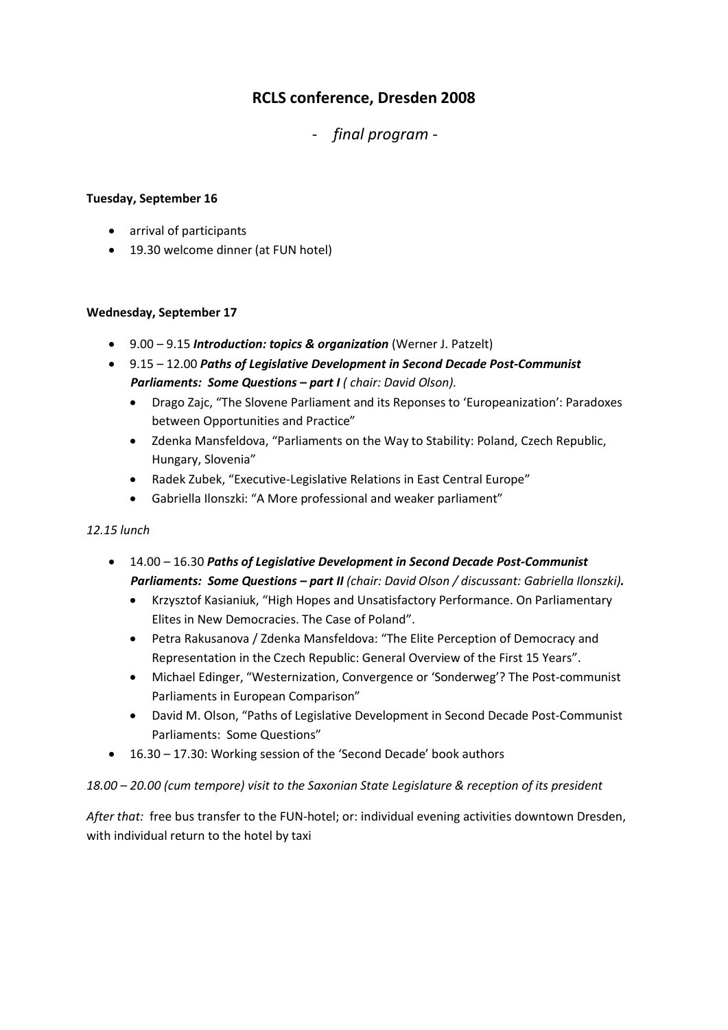# RCLS conference, Dresden 2008

*- final program -*

**Tuesday, September 16**

- arrival of participants
- 19.30 welcome dinner (at FUN hotel)

**Wednesday, September 17**

- 9.00 – 9.15 ***Introduction: topics & organization*** (Werner J. Patzelt)
- 9.15 – 12.00 ***Paths of Legislative Development in Second Decade Post-Communist Parliaments: Some Questions – part I*** *( chair: David Olson).*
  - Drago Zajc, "The Slovene Parliament and its Reponses to 'Europeanization': Paradoxes between Opportunities and Practice"
  - Zdenka Mansfeldova, "Parliaments on the Way to Stability: Poland, Czech Republic, Hungary, Slovenia"
  - Radek Zubek, "Executive-Legislative Relations in East Central Europe"
  - Gabriella Ilonszki: "A More professional and weaker parliament"

*12.15 lunch*

- 14.00 – 16.30 ***Paths of Legislative Development in Second Decade Post-Communist Parliaments: Some Questions – part II*** *(chair: David Olson / discussant: Gabriella Ilonszki)*.
  - Krzysztof Kasianiuk, "High Hopes and Unsatisfactory Performance. On Parliamentary Elites in New Democracies. The Case of Poland".
  - Petra Rakusanova / Zdenka Mansfeldova: "The Elite Perception of Democracy and Representation in the Czech Republic: General Overview of the First 15 Years".
  - Michael Edinger, "Westernization, Convergence or 'Sonderweg'? The Post-communist Parliaments in European Comparison"
  - David M. Olson, "Paths of Legislative Development in Second Decade Post-Communist Parliaments: Some Questions"
- 16.30 – 17.30: Working session of the 'Second Decade' book authors

*18.00 – 20.00 (cum tempore) visit to the Saxonian State Legislature & reception of its president*

*After that:* free bus transfer to the FUN-hotel; or: individual evening activities downtown Dresden, with individual return to the hotel by taxi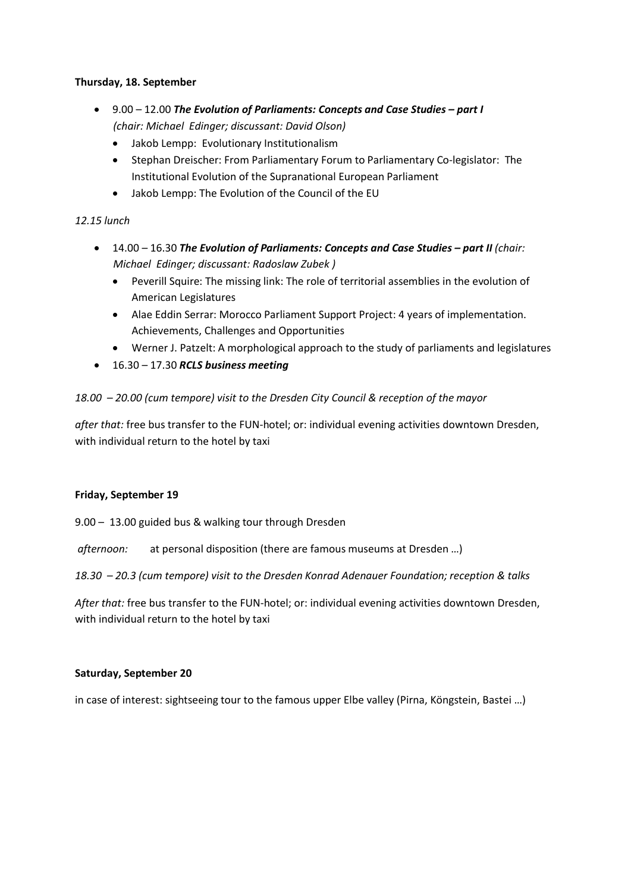**Thursday, 18. September**

- 9.00 – 12.00 ***The Evolution of Parliaments: Concepts and Case Studies – part I*** *(chair: Michael Edinger; discussant: David Olson)*
  - Jakob Lempp: Evolutionary Institutionalism
  - Stephan Dreischer: From Parliamentary Forum to Parliamentary Co-legislator: The Institutional Evolution of the Supranational European Parliament
  - Jakob Lempp: The Evolution of the Council of the EU

*12.15 lunch*

- 14.00 – 16.30 ***The Evolution of Parliaments: Concepts and Case Studies – part II*** *(chair: Michael Edinger; discussant: Radoslaw Zubek )*
  - Peverill Squire: The missing link: The role of territorial assemblies in the evolution of American Legislatures
  - Alae Eddin Serrar: Morocco Parliament Support Project: 4 years of implementation. Achievements, Challenges and Opportunities
  - Werner J. Patzelt: A morphological approach to the study of parliaments and legislatures
- 16.30 – 17.30 ***RCLS business meeting***

*18.00 – 20.00 (cum tempore) visit to the Dresden City Council & reception of the mayor*

*after that:* free bus transfer to the FUN-hotel; or: individual evening activities downtown Dresden, with individual return to the hotel by taxi

**Friday, September 19**

9.00 – 13.00 guided bus & walking tour through Dresden

*afternoon:* at personal disposition (there are famous museums at Dresden …)

*18.30 – 20.3 (cum tempore) visit to the Dresden Konrad Adenauer Foundation; reception & talks*

*After that:* free bus transfer to the FUN-hotel; or: individual evening activities downtown Dresden, with individual return to the hotel by taxi

**Saturday, September 20**

in case of interest: sightseeing tour to the famous upper Elbe valley (Pirna, Köngstein, Bastei …)